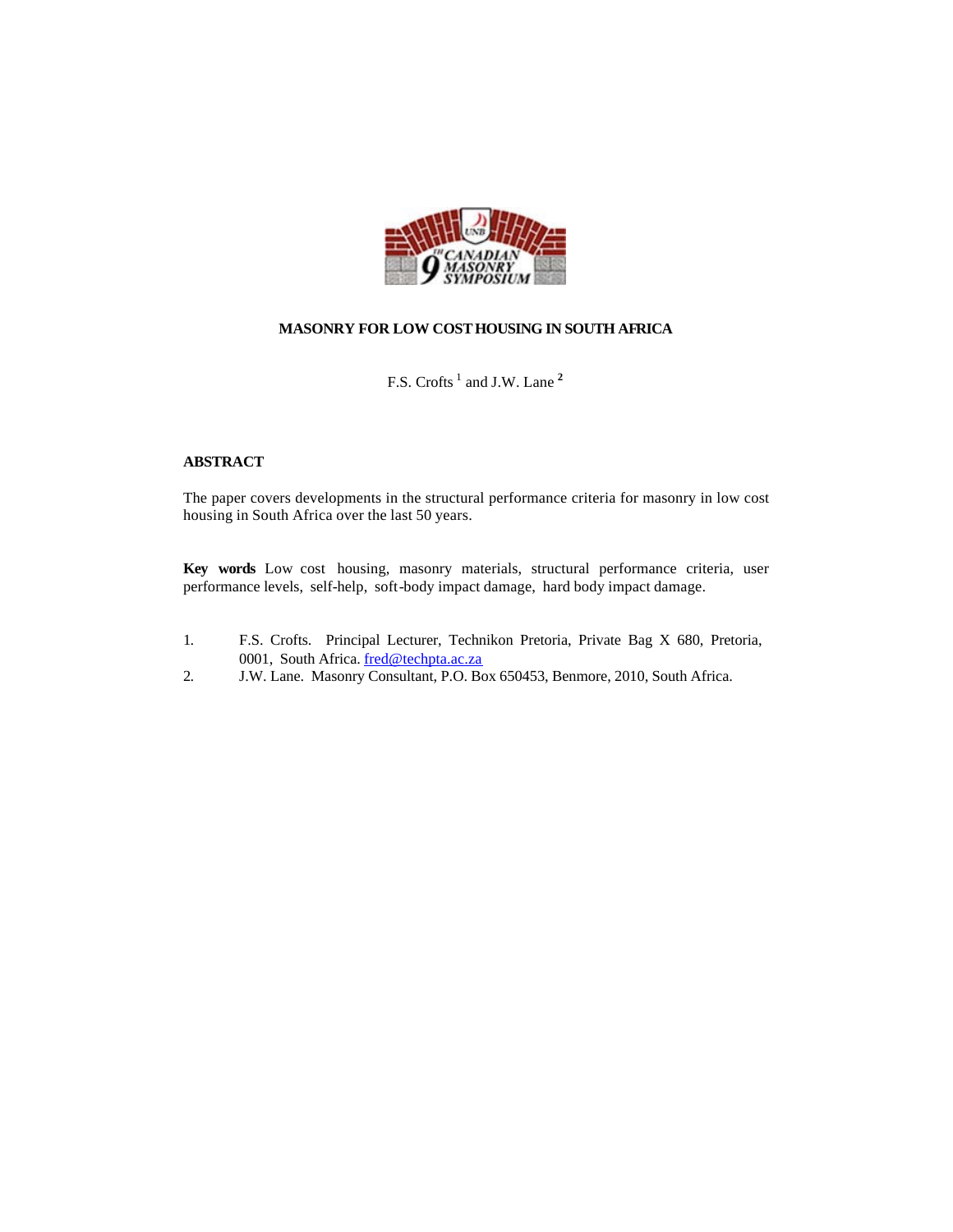# MASONRY FOR LOW COST HOUSING IN SOUTH AFRICA

F.S. Crofts [1] and J.W. Lane [2]

## ABSTRACT

The paper covers developments in the structural performance criteria for masonry in low cost housing in South Africa over the last 50 years.

**Key words** Low cost housing, masonry materials, structural performance criteria, user performance levels, self-help, soft-body impact damage, hard body impact damage.

1. F.S. Crofts. Principal Lecturer, Technikon Pretoria, Private Bag X 680, Pretoria, 0001, South Africa. fred@techpta.ac.za
2. J.W. Lane. Masonry Consultant, P.O. Box 650453, Benmore, 2010, South Africa.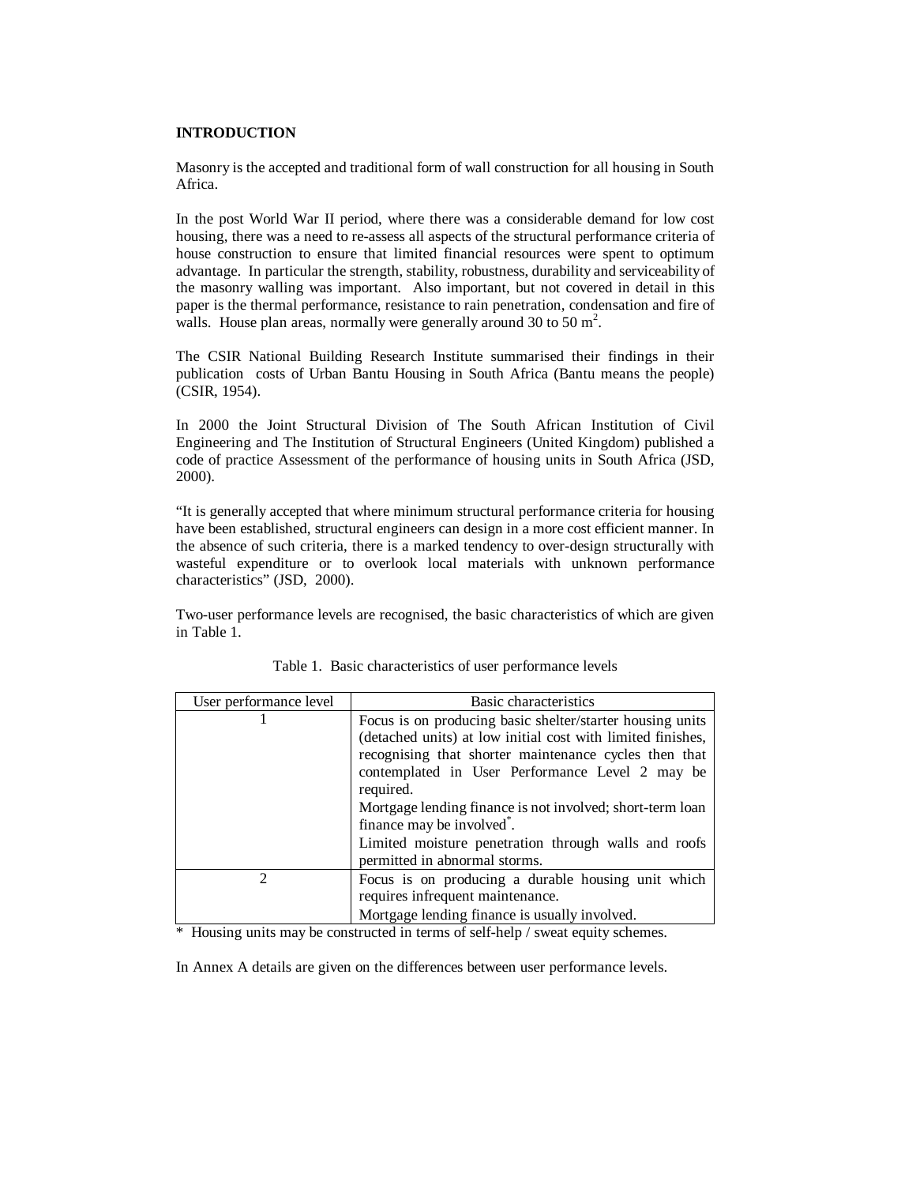## INTRODUCTION

Masonry is the accepted and traditional form of wall construction for all housing in South Africa.

In the post World War II period, where there was a considerable demand for low cost housing, there was a need to re-assess all aspects of the structural performance criteria of house construction to ensure that limited financial resources were spent to optimum advantage. In particular the strength, stability, robustness, durability and serviceability of the masonry walling was important. Also important, but not covered in detail in this paper is the thermal performance, resistance to rain penetration, condensation and fire of walls. House plan areas, normally were generally around 30 to 50 $m^2$.

The CSIR National Building Research Institute summarised their findings in their publication costs of Urban Bantu Housing in South Africa (Bantu means the people) (CSIR, 1954).

In 2000 the Joint Structural Division of The South African Institution of Civil Engineering and The Institution of Structural Engineers (United Kingdom) published a code of practice Assessment of the performance of housing units in South Africa (JSD, 2000).

"It is generally accepted that where minimum structural performance criteria for housing have been established, structural engineers can design in a more cost efficient manner. In the absence of such criteria, there is a marked tendency to over-design structurally with wasteful expenditure or to overlook local materials with unknown performance characteristics" (JSD, 2000).

Two-user performance levels are recognised, the basic characteristics of which are given in Table 1.

Table 1. Basic characteristics of user performance levels

| User performance level | Basic characteristics |
|---|---|
| 1 | Focus is on producing basic shelter/starter housing units (detached units) at low initial cost with limited finishes, recognising that shorter maintenance cycles then that contemplated in User Performance Level 2 may be required.<br>Mortgage lending finance is not involved; short-term loan finance may be involved*.<br>Limited moisture penetration through walls and roofs permitted in abnormal storms. |
| 2 | Focus is on producing a durable housing unit which requires infrequent maintenance.<br>Mortgage lending finance is usually involved. |

\* Housing units may be constructed in terms of self-help / sweat equity schemes.

In Annex A details are given on the differences between user performance levels.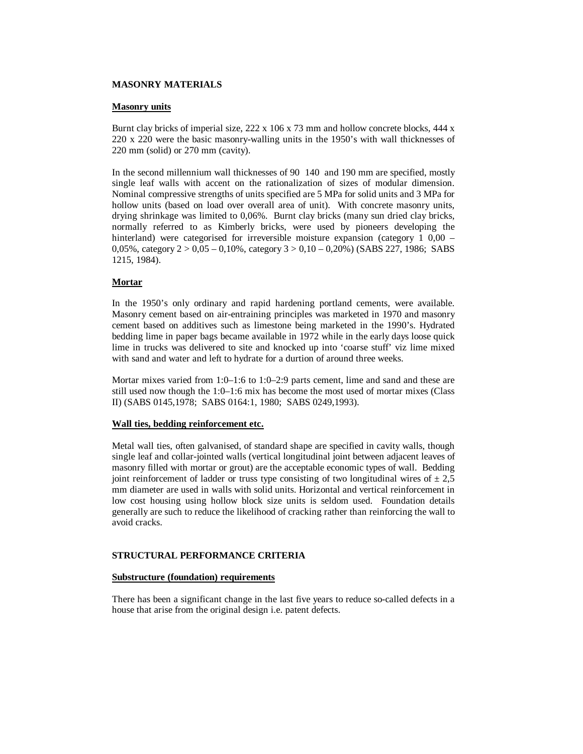## MASONRY MATERIALS

### Masonry units

Burnt clay bricks of imperial size, 222 x 106 x 73 mm and hollow concrete blocks, 444 x 220 x 220 were the basic masonry-walling units in the 1950's with wall thicknesses of 220 mm (solid) or 270 mm (cavity).

In the second millennium wall thicknesses of 90 140 and 190 mm are specified, mostly single leaf walls with accent on the rationalization of sizes of modular dimension. Nominal compressive strengths of units specified are 5 MPa for solid units and 3 MPa for hollow units (based on load over overall area of unit). With concrete masonry units, drying shrinkage was limited to 0,06%. Burnt clay bricks (many sun dried clay bricks, normally referred to as Kimberly bricks, were used by pioneers developing the hinterland) were categorised for irreversible moisture expansion (category 1 0,00 – 0,05%, category 2 > 0,05 – 0,10%, category 3 > 0,10 – 0,20%) (SABS 227, 1986; SABS 1215, 1984).

### Mortar

In the 1950's only ordinary and rapid hardening portland cements, were available. Masonry cement based on air-entraining principles was marketed in 1970 and masonry cement based on additives such as limestone being marketed in the 1990's. Hydrated bedding lime in paper bags became available in 1972 while in the early days loose quick lime in trucks was delivered to site and knocked up into 'coarse stuff' viz lime mixed with sand and water and left to hydrate for a durtion of around three weeks.

Mortar mixes varied from 1:0–1:6 to 1:0–2:9 parts cement, lime and sand and these are still used now though the 1:0–1:6 mix has become the most used of mortar mixes (Class II) (SABS 0145,1978; SABS 0164:1, 1980; SABS 0249,1993).

### Wall ties, bedding reinforcement etc.

Metal wall ties, often galvanised, of standard shape are specified in cavity walls, though single leaf and collar-jointed walls (vertical longitudinal joint between adjacent leaves of masonry filled with mortar or grout) are the acceptable economic types of wall. Bedding joint reinforcement of ladder or truss type consisting of two longitudinal wires of ± 2,5 mm diameter are used in walls with solid units. Horizontal and vertical reinforcement in low cost housing using hollow block size units is seldom used. Foundation details generally are such to reduce the likelihood of cracking rather than reinforcing the wall to avoid cracks.

## STRUCTURAL PERFORMANCE CRITERIA

### Substructure (foundation) requirements

There has been a significant change in the last five years to reduce so-called defects in a house that arise from the original design i.e. patent defects.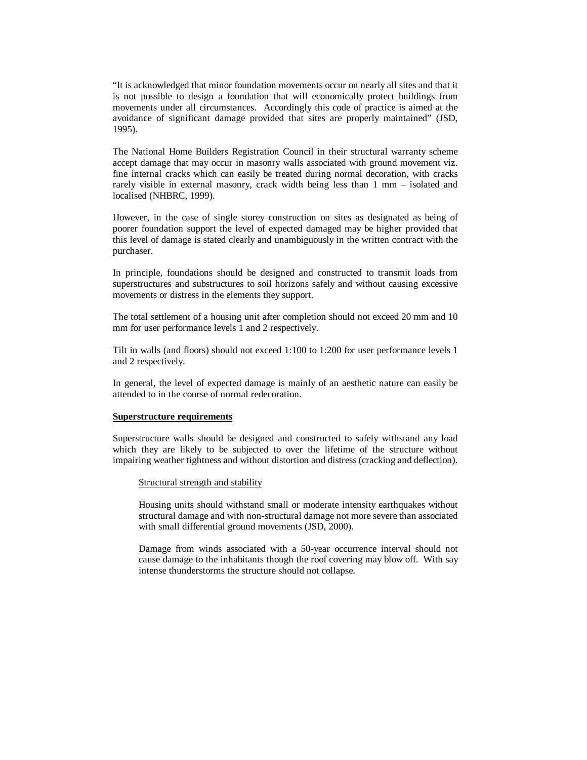"It is acknowledged that minor foundation movements occur on nearly all sites and that it is not possible to design a foundation that will economically protect buildings from movements under all circumstances. Accordingly this code of practice is aimed at the avoidance of significant damage provided that sites are properly maintained" (JSD, 1995).

The National Home Builders Registration Council in their structural warranty scheme accept damage that may occur in masonry walls associated with ground movement viz. fine internal cracks which can easily be treated during normal decoration, with cracks rarely visible in external masonry, crack width being less than 1 mm – isolated and localised (NHBRC, 1999).

However, in the case of single storey construction on sites as designated as being of poorer foundation support the level of expected damaged may be higher provided that this level of damage is stated clearly and unambiguously in the written contract with the purchaser.

In principle, foundations should be designed and constructed to transmit loads from superstructures and substructures to soil horizons safely and without causing excessive movements or distress in the elements they support.

The total settlement of a housing unit after completion should not exceed 20 mm and 10 mm for user performance levels 1 and 2 respectively.

Tilt in walls (and floors) should not exceed 1:100 to 1:200 for user performance levels 1 and 2 respectively.

In general, the level of expected damage is mainly of an aesthetic nature can easily be attended to in the course of normal redecoration.

**Superstructure requirements**

Superstructure walls should be designed and constructed to safely withstand any load which they are likely to be subjected to over the lifetime of the structure without impairing weather tightness and without distortion and distress (cracking and deflection).

Structural strength and stability

Housing units should withstand small or moderate intensity earthquakes without structural damage and with non-structural damage not more severe than associated with small differential ground movements (JSD, 2000).

Damage from winds associated with a 50-year occurrence interval should not cause damage to the inhabitants though the roof covering may blow off. With say intense thunderstorms the structure should not collapse.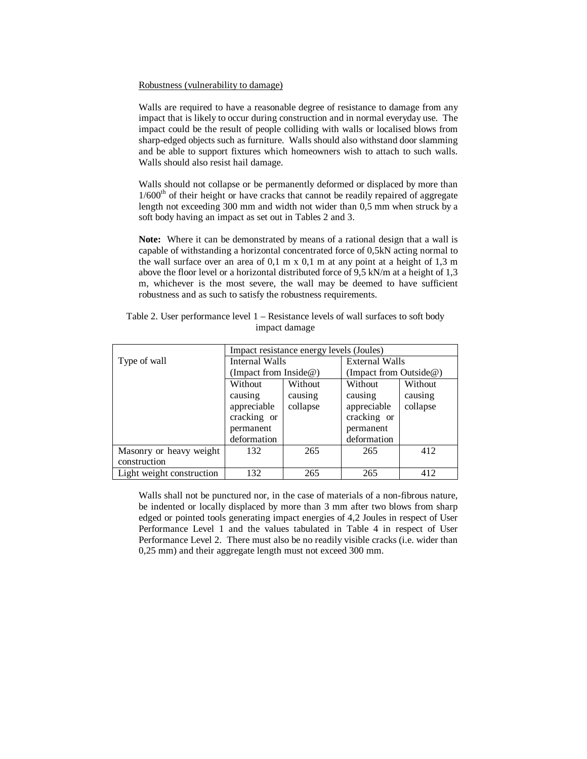Robustness (vulnerability to damage)

Walls are required to have a reasonable degree of resistance to damage from any impact that is likely to occur during construction and in normal everyday use. The impact could be the result of people colliding with walls or localised blows from sharp-edged objects such as furniture. Walls should also withstand door slamming and be able to support fixtures which homeowners wish to attach to such walls. Walls should also resist hail damage.

Walls should not collapse or be permanently deformed or displaced by more than $1/600^{th}$ of their height or have cracks that cannot be readily repaired of aggregate length not exceeding 300 mm and width not wider than 0,5 mm when struck by a soft body having an impact as set out in Tables 2 and 3.

**Note:** Where it can be demonstrated by means of a rational design that a wall is capable of withstanding a horizontal concentrated force of 0,5kN acting normal to the wall surface over an area of 0,1 m x 0,1 m at any point at a height of 1,3 m above the floor level or a horizontal distributed force of 9,5 kN/m at a height of 1,3 m, whichever is the most severe, the wall may be deemed to have sufficient robustness and as such to satisfy the robustness requirements.

Table 2. User performance level 1 – Resistance levels of wall surfaces to soft body impact damage

| Type of wall | Impact resistance energy levels (Joules) | | | |
|---|---|---|---|---|
| | Internal Walls (Impact from Inside@) | | External Walls (Impact from Outside@) | |
| | Without causing appreciable cracking or permanent deformation | Without causing collapse | Without causing appreciable cracking or permanent deformation | Without causing collapse |
| Masonry or heavy weight construction | 132 | 265 | 265 | 412 |
| Light weight construction | 132 | 265 | 265 | 412 |

Walls shall not be punctured nor, in the case of materials of a non-fibrous nature, be indented or locally displaced by more than 3 mm after two blows from sharp edged or pointed tools generating impact energies of 4,2 Joules in respect of User Performance Level 1 and the values tabulated in Table 4 in respect of User Performance Level 2. There must also be no readily visible cracks (i.e. wider than 0,25 mm) and their aggregate length must not exceed 300 mm.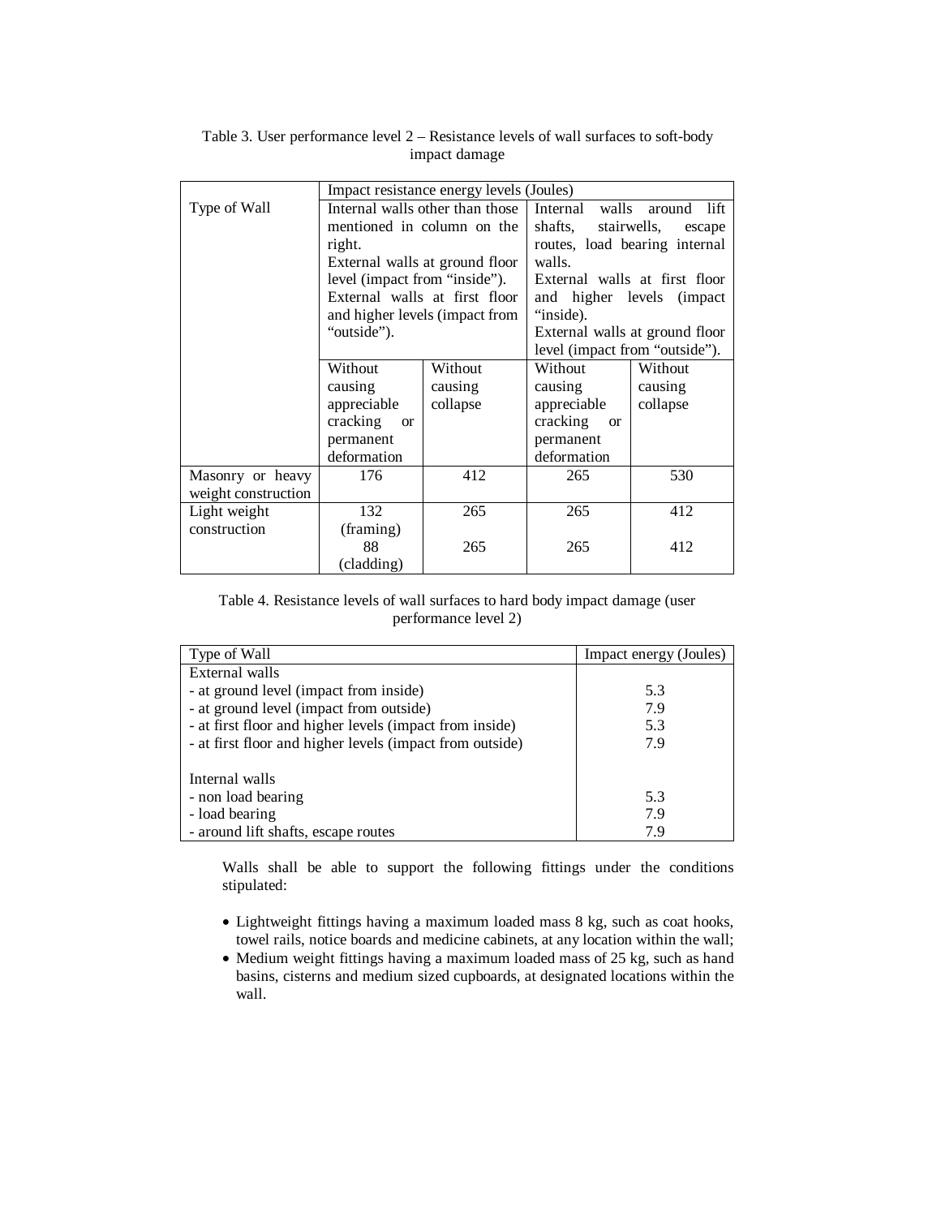Table 3. User performance level 2 – Resistance levels of wall surfaces to soft-body impact damage

| Type of Wall | Impact resistance energy levels (Joules) | | | |
|---|---|---|---|---|
| | Internal walls other than those mentioned in column on the right. External walls at ground floor level (impact from "inside"). External walls at first floor and higher levels (impact from "outside"). | | Internal walls around lift shafts, stairwells, escape routes, load bearing internal walls. External walls at first floor and higher levels (impact "inside). External walls at ground floor level (impact from "outside"). | |
| | Without causing appreciable cracking or permanent deformation | Without causing collapse | Without causing appreciable cracking or permanent deformation | Without causing collapse |
| Masonry or heavy weight construction | 176 | 412 | 265 | 530 |
| Light weight construction | 132 (framing) | 265 | 265 | 412 |
| | 88 (cladding) | 265 | 265 | 412 |

Table 4. Resistance levels of wall surfaces to hard body impact damage (user performance level 2)

| Type of Wall | Impact energy (Joules) |
|---|---|
| External walls | |
| - at ground level (impact from inside) | 5.3 |
| - at ground level (impact from outside) | 7.9 |
| - at first floor and higher levels (impact from inside) | 5.3 |
| - at first floor and higher levels (impact from outside) | 7.9 |
| Internal walls | |
| - non load bearing | 5.3 |
| - load bearing | 7.9 |
| - around lift shafts, escape routes | 7.9 |

Walls shall be able to support the following fittings under the conditions stipulated:

- Lightweight fittings having a maximum loaded mass 8 kg, such as coat hooks, towel rails, notice boards and medicine cabinets, at any location within the wall;
- Medium weight fittings having a maximum loaded mass of 25 kg, such as hand basins, cisterns and medium sized cupboards, at designated locations within the wall.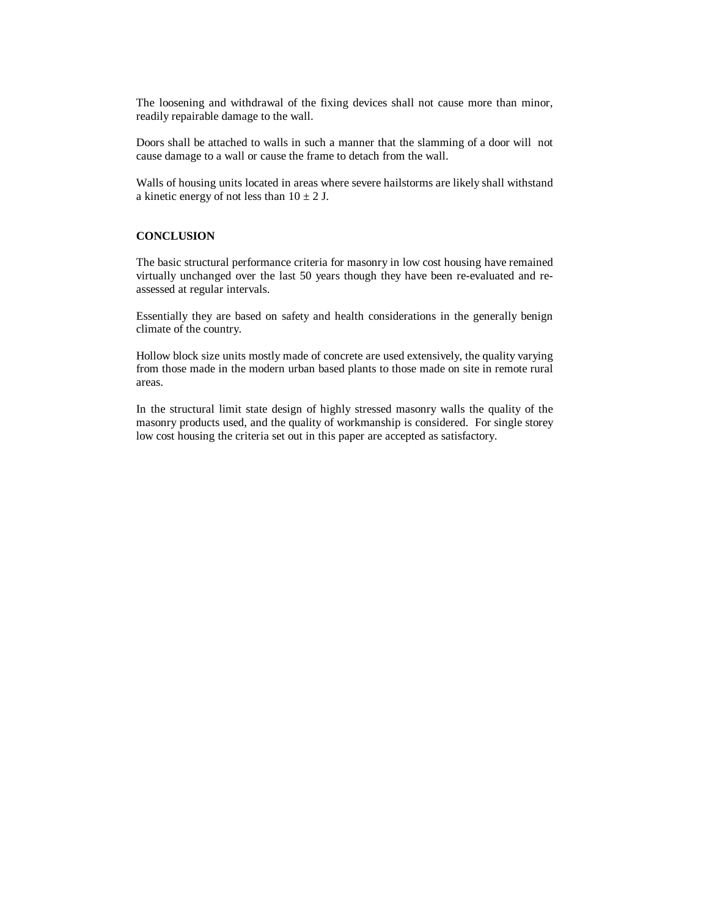The loosening and withdrawal of the fixing devices shall not cause more than minor, readily repairable damage to the wall.

Doors shall be attached to walls in such a manner that the slamming of a door will not cause damage to a wall or cause the frame to detach from the wall.

Walls of housing units located in areas where severe hailstorms are likely shall withstand a kinetic energy of not less than $10 \pm 2$ J.

## CONCLUSION

The basic structural performance criteria for masonry in low cost housing have remained virtually unchanged over the last 50 years though they have been re-evaluated and re-assessed at regular intervals.

Essentially they are based on safety and health considerations in the generally benign climate of the country.

Hollow block size units mostly made of concrete are used extensively, the quality varying from those made in the modern urban based plants to those made on site in remote rural areas.

In the structural limit state design of highly stressed masonry walls the quality of the masonry products used, and the quality of workmanship is considered. For single storey low cost housing the criteria set out in this paper are accepted as satisfactory.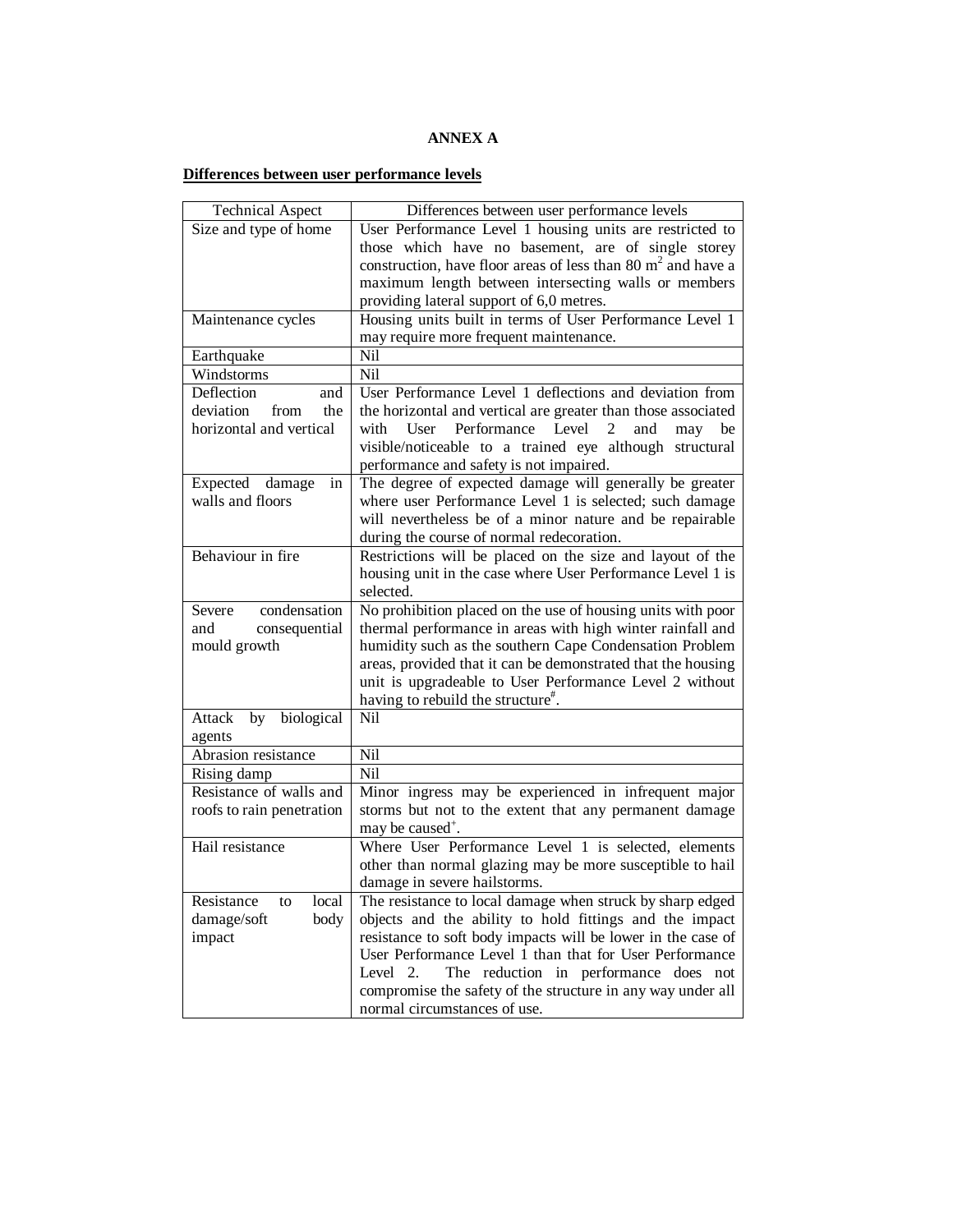# ANNEX A

## Differences between user performance levels

| Technical Aspect | Differences between user performance levels |
|---|---|
| Size and type of home | User Performance Level 1 housing units are restricted to those which have no basement, are of single storey construction, have floor areas of less than 80 $m^2$ and have a maximum length between intersecting walls or members providing lateral support of 6,0 metres. |
| Maintenance cycles | Housing units built in terms of User Performance Level 1 may require more frequent maintenance. |
| Earthquake | Nil |
| Windstorms | Nil |
| Deflection and deviation from the horizontal and vertical | User Performance Level 1 deflections and deviation from the horizontal and vertical are greater than those associated with User Performance Level 2 and may be visible/noticeable to a trained eye although structural performance and safety is not impaired. |
| Expected damage in walls and floors | The degree of expected damage will generally be greater where user Performance Level 1 is selected; such damage will nevertheless be of a minor nature and be repairable during the course of normal redecoration. |
| Behaviour in fire | Restrictions will be placed on the size and layout of the housing unit in the case where User Performance Level 1 is selected. |
| Severe condensation and consequential mould growth | No prohibition placed on the use of housing units with poor thermal performance in areas with high winter rainfall and humidity such as the southern Cape Condensation Problem areas, provided that it can be demonstrated that the housing unit is upgradeable to User Performance Level 2 without having to rebuild the structure[#]. |
| Attack by biological agents | Nil |
| Abrasion resistance | Nil |
| Rising damp | Nil |
| Resistance of walls and roofs to rain penetration | Minor ingress may be experienced in infrequent major storms but not to the extent that any permanent damage may be caused[+]. |
| Hail resistance | Where User Performance Level 1 is selected, elements other than normal glazing may be more susceptible to hail damage in severe hailstorms. |
| Resistance to local damage/soft body impact | The resistance to local damage when struck by sharp edged objects and the ability to hold fittings and the impact resistance to soft body impacts will be lower in the case of User Performance Level 1 than that for User Performance Level 2. The reduction in performance does not compromise the safety of the structure in any way under all normal circumstances of use. |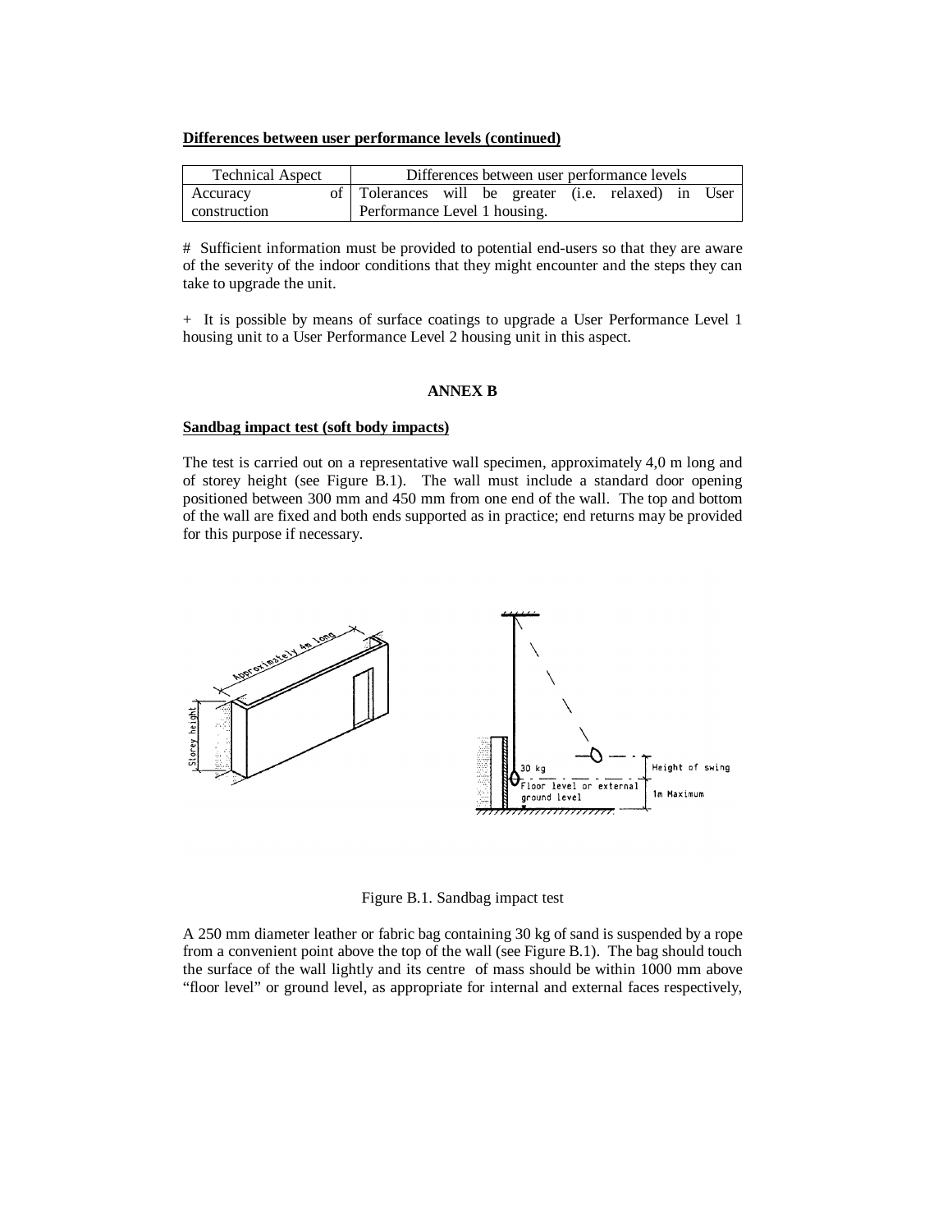**Differences between user performance levels (continued)**

| Technical Aspect | Differences between user performance levels |
|---|---|
| Accuracy of construction | Tolerances will be greater (i.e. relaxed) in User Performance Level 1 housing. |

# Sufficient information must be provided to potential end-users so that they are aware of the severity of the indoor conditions that they might encounter and the steps they can take to upgrade the unit.

+ It is possible by means of surface coatings to upgrade a User Performance Level 1 housing unit to a User Performance Level 2 housing unit in this aspect.

## ANNEX B

**Sandbag impact test (soft body impacts)**

The test is carried out on a representative wall specimen, approximately 4,0 m long and of storey height (see Figure B.1). The wall must include a standard door opening positioned between 300 mm and 450 mm from one end of the wall. The top and bottom of the wall are fixed and both ends supported as in practice; end returns may be provided for this purpose if necessary.

Figure B.1. Sandbag impact test

A 250 mm diameter leather or fabric bag containing 30 kg of sand is suspended by a rope from a convenient point above the top of the wall (see Figure B.1). The bag should touch the surface of the wall lightly and its centre of mass should be within 1000 mm above "floor level" or ground level, as appropriate for internal and external faces respectively,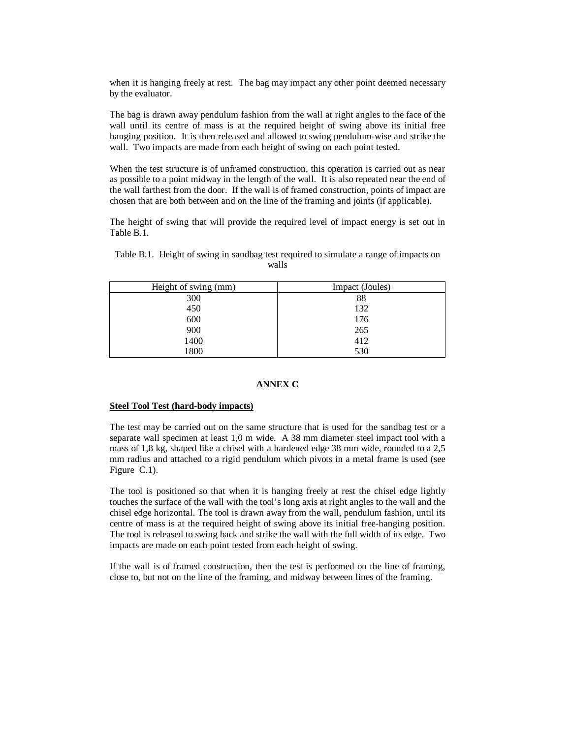when it is hanging freely at rest. The bag may impact any other point deemed necessary by the evaluator.

The bag is drawn away pendulum fashion from the wall at right angles to the face of the wall until its centre of mass is at the required height of swing above its initial free hanging position. It is then released and allowed to swing pendulum-wise and strike the wall. Two impacts are made from each height of swing on each point tested.

When the test structure is of unframed construction, this operation is carried out as near as possible to a point midway in the length of the wall. It is also repeated near the end of the wall farthest from the door. If the wall is of framed construction, points of impact are chosen that are both between and on the line of the framing and joints (if applicable).

The height of swing that will provide the required level of impact energy is set out in Table B.1.

Table B.1. Height of swing in sandbag test required to simulate a range of impacts on walls

| Height of swing (mm) | Impact (Joules) |
|---|---|
| 300 | 88 |
| 450 | 132 |
| 600 | 176 |
| 900 | 265 |
| 1400 | 412 |
| 1800 | 530 |

## ANNEX C

### Steel Tool Test (hard-body impacts)

The test may be carried out on the same structure that is used for the sandbag test or a separate wall specimen at least 1,0 m wide. A 38 mm diameter steel impact tool with a mass of 1,8 kg, shaped like a chisel with a hardened edge 38 mm wide, rounded to a 2,5 mm radius and attached to a rigid pendulum which pivots in a metal frame is used (see Figure C.1).

The tool is positioned so that when it is hanging freely at rest the chisel edge lightly touches the surface of the wall with the tool's long axis at right angles to the wall and the chisel edge horizontal. The tool is drawn away from the wall, pendulum fashion, until its centre of mass is at the required height of swing above its initial free-hanging position. The tool is released to swing back and strike the wall with the full width of its edge. Two impacts are made on each point tested from each height of swing.

If the wall is of framed construction, then the test is performed on the line of framing, close to, but not on the line of the framing, and midway between lines of the framing.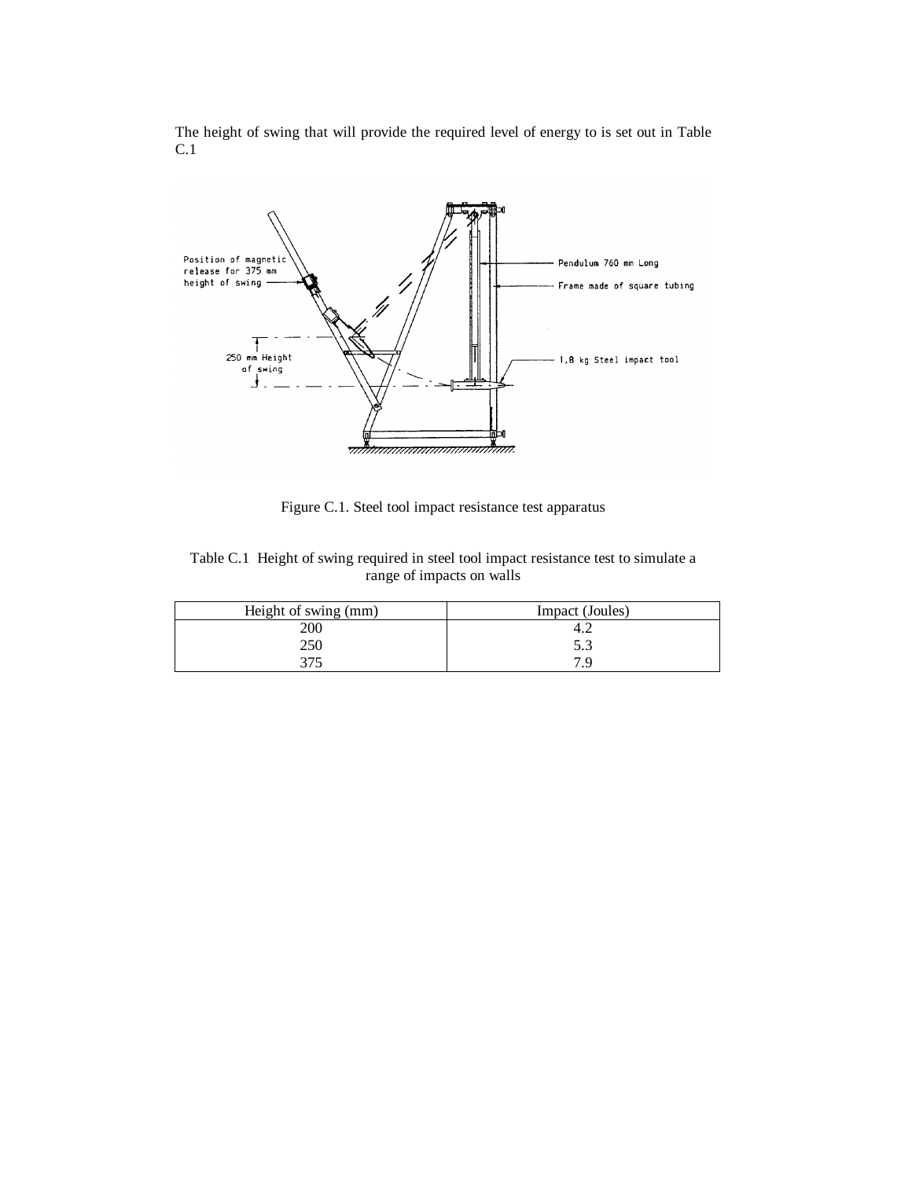The height of swing that will provide the required level of energy to is set out in Table C.1

Figure C.1. Steel tool impact resistance test apparatus

Table C.1 Height of swing required in steel tool impact resistance test to simulate a range of impacts on walls

| Height of swing (mm) | Impact (Joules) |
|---|---|
| 200 | 4.2 |
| 250 | 5.3 |
| 375 | 7.9 |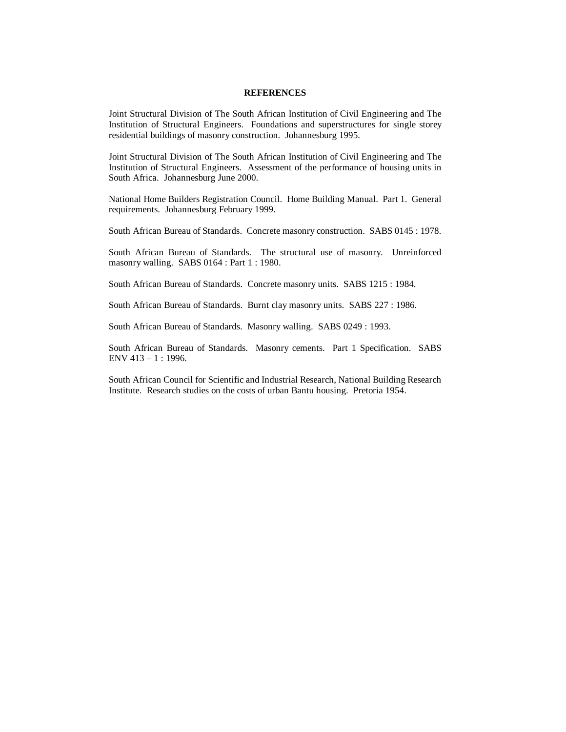## REFERENCES

Joint Structural Division of The South African Institution of Civil Engineering and The Institution of Structural Engineers. Foundations and superstructures for single storey residential buildings of masonry construction. Johannesburg 1995.

Joint Structural Division of The South African Institution of Civil Engineering and The Institution of Structural Engineers. Assessment of the performance of housing units in South Africa. Johannesburg June 2000.

National Home Builders Registration Council. Home Building Manual. Part 1. General requirements. Johannesburg February 1999.

South African Bureau of Standards. Concrete masonry construction. SABS 0145 : 1978.

South African Bureau of Standards. The structural use of masonry. Unreinforced masonry walling. SABS 0164 : Part 1 : 1980.

South African Bureau of Standards. Concrete masonry units. SABS 1215 : 1984.

South African Bureau of Standards. Burnt clay masonry units. SABS 227 : 1986.

South African Bureau of Standards. Masonry walling. SABS 0249 : 1993.

South African Bureau of Standards. Masonry cements. Part 1 Specification. SABS ENV 413 – 1 : 1996.

South African Council for Scientific and Industrial Research, National Building Research Institute. Research studies on the costs of urban Bantu housing. Pretoria 1954.